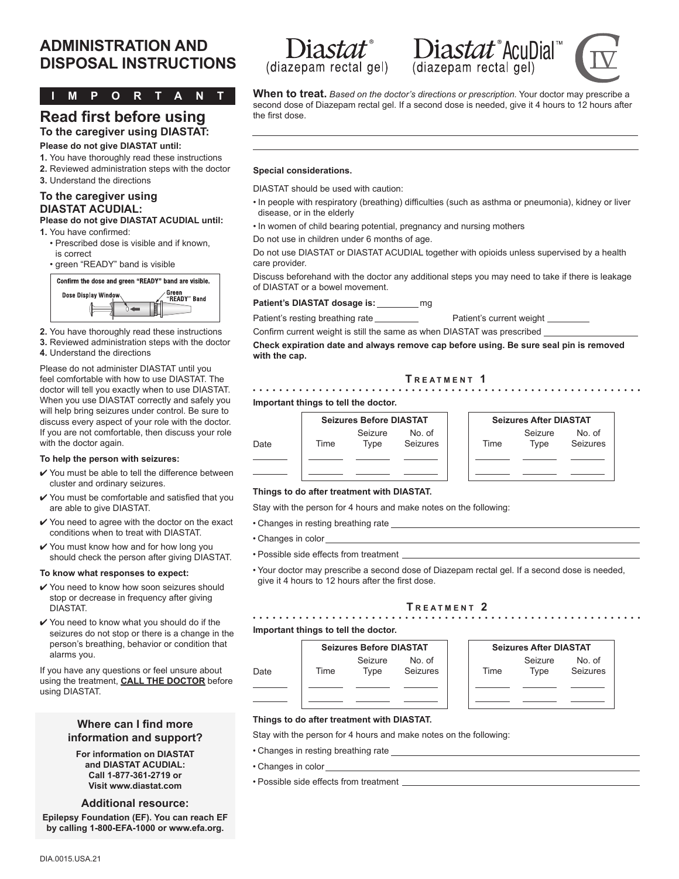# ADMINISTRATION AND DISPOSAL INSTRUCTIONS

**Diastat®** (diazepam rectal gel) **Diastat® AcuDial™** (diazepam rectal gel) CIV

## IMPORTANT

## Read first before using

### To the caregiver using DIASTAT:

**Please do not give DIASTAT until:**

1. You have thoroughly read these instructions
2. Reviewed administration steps with the doctor
3. Understand the directions

### To the caregiver using DIASTAT ACUDIAL:

**Please do not give DIASTAT ACUDIAL until:**

1. You have confirmed:
   - Prescribed dose is visible and if known, is correct
   - green "READY" band is visible

**Confirm the dose and green "READY" band are visible.**

Dose Display Window — Green "READY" Band

2. You have thoroughly read these instructions
3. Reviewed administration steps with the doctor
4. Understand the directions

Please do not administer DIASTAT until you feel comfortable with how to use DIASTAT. The doctor will tell you exactly when to use DIASTAT. When you use DIASTAT correctly and safely you will help bring seizures under control. Be sure to discuss every aspect of your role with the doctor. If you are not comfortable, then discuss your role with the doctor again.

**To help the person with seizures:**

- ✔ You must be able to tell the difference between cluster and ordinary seizures.
- ✔ You must be comfortable and satisfied that you are able to give DIASTAT.
- ✔ You need to agree with the doctor on the exact conditions when to treat with DIASTAT.
- ✔ You must know how and for how long you should check the person after giving DIASTAT.

**To know what responses to expect:**

- ✔ You need to know how soon seizures should stop or decrease in frequency after giving DIASTAT.
- ✔ You need to know what you should do if the seizures do not stop or there is a change in the person's breathing, behavior or condition that alarms you.

If you have any questions or feel unsure about using the treatment, **CALL THE DOCTOR** before using DIASTAT.

### Where can I find more information and support?

**For information on DIASTAT and DIASTAT ACUDIAL: Call 1-877-361-2719 or Visit www.diastat.com**

### Additional resource:

**Epilepsy Foundation (EF). You can reach EF by calling 1-800-EFA-1000 or www.efa.org.**

**When to treat.** *Based on the doctor's directions or prescription.* Your doctor may prescribe a second dose of Diazepam rectal gel. If a second dose is needed, give it 4 hours to 12 hours after the first dose.

______________________________________________

______________________________________________

**Special considerations.**

DIASTAT should be used with caution:

- In people with respiratory (breathing) difficulties (such as asthma or pneumonia), kidney or liver disease, or in the elderly
- In women of child bearing potential, pregnancy and nursing mothers

Do not use in children under 6 months of age.

Do not use DIASTAT or DIASTAT ACUDIAL together with opioids unless supervised by a health care provider.

Discuss beforehand with the doctor any additional steps you may need to take if there is leakage of DIASTAT or a bowel movement.

**Patient's DIASTAT dosage is:** ________ mg

Patient's resting breathing rate ________ Patient's current weight ________

Confirm current weight is still the same as when DIASTAT was prescribed ________

**Check expiration date and always remove cap before using. Be sure seal pin is removed with the cap.**

## TREATMENT 1

**Important things to tell the doctor.**

| Date | Seizures Before DIASTAT | | | Seizures After DIASTAT | | |
|---|---|---|---|---|---|---|
| | Time | Seizure Type | No. of Seizures | Time | Seizure Type | No. of Seizures |
| | | | | | | |
| | | | | | | |

**Things to do after treatment with DIASTAT.**

Stay with the person for 4 hours and make notes on the following:

- Changes in resting breathing rate ________
- Changes in color ________
- Possible side effects from treatment ________
- Your doctor may prescribe a second dose of Diazepam rectal gel. If a second dose is needed, give it 4 hours to 12 hours after the first dose.

## TREATMENT 2

**Important things to tell the doctor.**

| Date | Seizures Before DIASTAT | | | Seizures After DIASTAT | | |
|---|---|---|---|---|---|---|
| | Time | Seizure Type | No. of Seizures | Time | Seizure Type | No. of Seizures |
| | | | | | | |
| | | | | | | |

**Things to do after treatment with DIASTAT.**

Stay with the person for 4 hours and make notes on the following:

- Changes in resting breathing rate ________
- Changes in color ________
- Possible side effects from treatment ________

DIA.0015.USA.21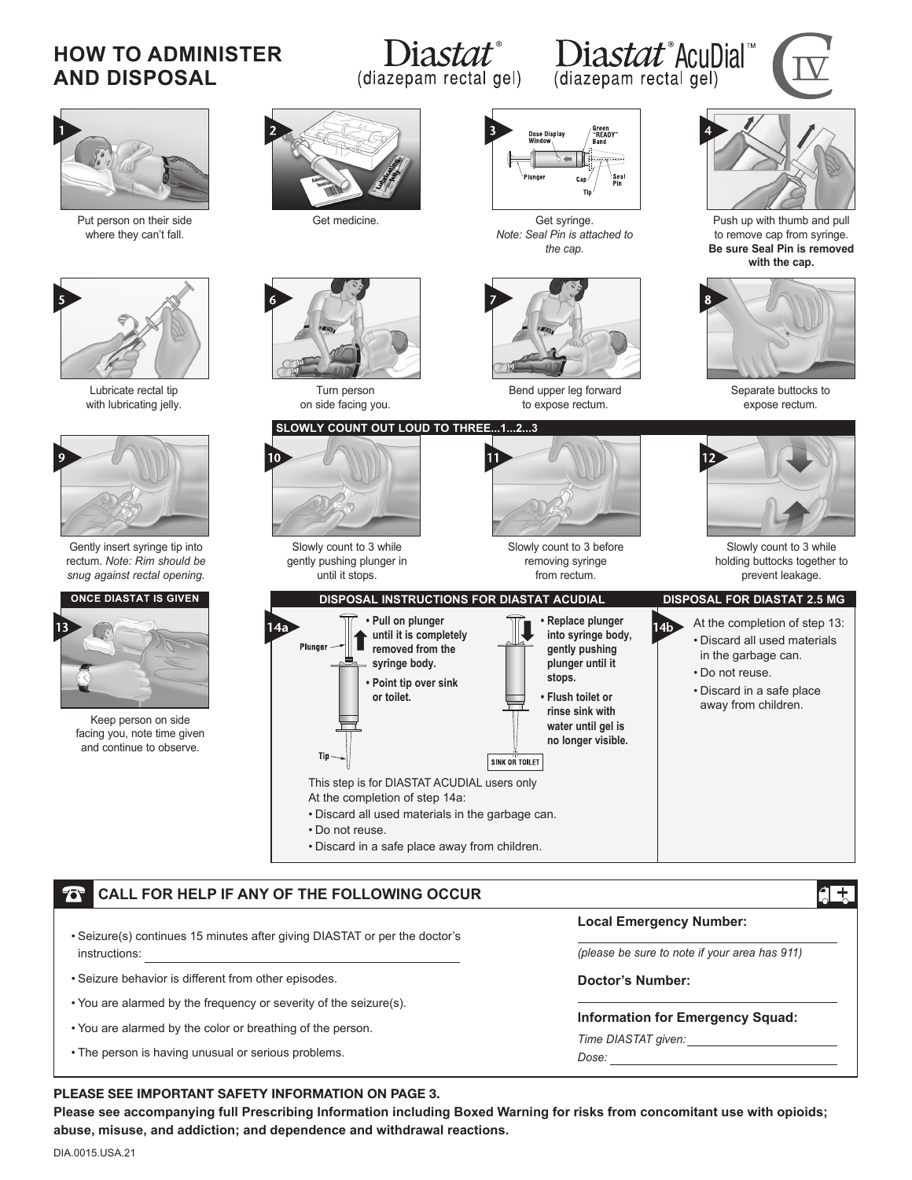# HOW TO ADMINISTER AND DISPOSAL

Diastat® (diazepam rectal gel)

Diastat® AcuDial™ (diazepam rectal gel)

CIV

1. Put person on their side where they can't fall.
2. Get medicine.
3. Get syringe. *Note: Seal Pin is attached to the cap.*

   Dose Display Window, Green "READY" Band, Plunger, Cap, Seal Pin, Tip
4. Push up with thumb and pull to remove cap from syringe. **Be sure Seal Pin is removed with the cap.**
5. Lubricate rectal tip with lubricating jelly.
6. Turn person on side facing you.
7. Bend upper leg forward to expose rectum.
8. Separate buttocks to expose rectum.
9. Gently insert syringe tip into rectum. *Note: Rim should be snug against rectal opening.*

**SLOWLY COUNT OUT LOUD TO THREE...1...2...3**

10. Slowly count to 3 while gently pushing plunger in until it stops.
11. Slowly count to 3 before removing syringe from rectum.
12. Slowly count to 3 while holding buttocks together to prevent leakage.

**ONCE DIASTAT IS GIVEN**

13. Keep person on side facing you, note time given and continue to observe.

## DISPOSAL INSTRUCTIONS FOR DIASTAT ACUDIAL

14a

- **Pull on plunger until it is completely removed from the syringe body.**
- **Point tip over sink or toilet.**
- **Replace plunger into syringe body, gently pushing plunger until it stops.**
- **Flush toilet or rinse sink with water until gel is no longer visible.**

Plunger, Tip, SINK OR TOILET

This step is for DIASTAT ACUDIAL users only
At the completion of step 14a:

- Discard all used materials in the garbage can.
- Do not reuse.
- Discard in a safe place away from children.

## DISPOSAL FOR DIASTAT 2.5 MG

14b

At the completion of step 13:

- Discard all used materials in the garbage can.
- Do not reuse.
- Discard in a safe place away from children.

## CALL FOR HELP IF ANY OF THE FOLLOWING OCCUR

- Seizure(s) continues 15 minutes after giving DIASTAT or per the doctor's instructions: ______________________
- Seizure behavior is different from other episodes.
- You are alarmed by the frequency or severity of the seizure(s).
- You are alarmed by the color or breathing of the person.
- The person is having unusual or serious problems.

**Local Emergency Number:** ______________________

*(please be sure to note if your area has 911)*

**Doctor's Number:** ______________________

**Information for Emergency Squad:**

*Time DIASTAT given:* ______________________

*Dose:* ______________________

**PLEASE SEE IMPORTANT SAFETY INFORMATION ON PAGE 3.**

**Please see accompanying full Prescribing Information including Boxed Warning for risks from concomitant use with opioids; abuse, misuse, and addiction; and dependence and withdrawal reactions.**

DIA.0015.USA.21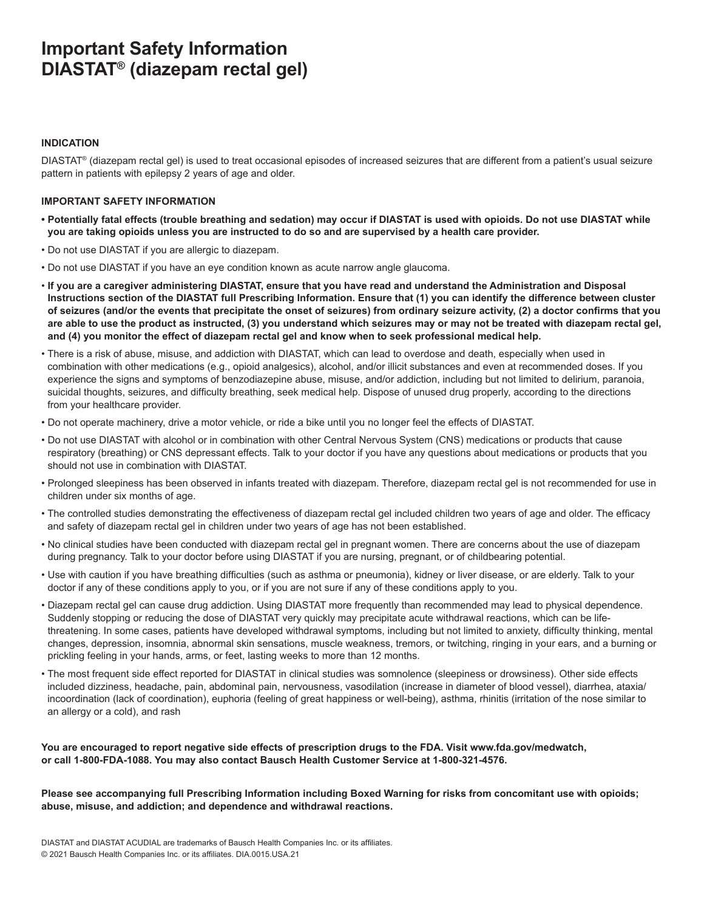# Important Safety Information
# DIASTAT® (diazepam rectal gel)

**INDICATION**

DIASTAT® (diazepam rectal gel) is used to treat occasional episodes of increased seizures that are different from a patient's usual seizure pattern in patients with epilepsy 2 years of age and older.

**IMPORTANT SAFETY INFORMATION**

- **Potentially fatal effects (trouble breathing and sedation) may occur if DIASTAT is used with opioids. Do not use DIASTAT while you are taking opioids unless you are instructed to do so and are supervised by a health care provider.**
- Do not use DIASTAT if you are allergic to diazepam.
- Do not use DIASTAT if you have an eye condition known as acute narrow angle glaucoma.
- **If you are a caregiver administering DIASTAT, ensure that you have read and understand the Administration and Disposal Instructions section of the DIASTAT full Prescribing Information. Ensure that (1) you can identify the difference between cluster of seizures (and/or the events that precipitate the onset of seizures) from ordinary seizure activity, (2) a doctor confirms that you are able to use the product as instructed, (3) you understand which seizures may or may not be treated with diazepam rectal gel, and (4) you monitor the effect of diazepam rectal gel and know when to seek professional medical help.**
- There is a risk of abuse, misuse, and addiction with DIASTAT, which can lead to overdose and death, especially when used in combination with other medications (e.g., opioid analgesics), alcohol, and/or illicit substances and even at recommended doses. If you experience the signs and symptoms of benzodiazepine abuse, misuse, and/or addiction, including but not limited to delirium, paranoia, suicidal thoughts, seizures, and difficulty breathing, seek medical help. Dispose of unused drug properly, according to the directions from your healthcare provider.
- Do not operate machinery, drive a motor vehicle, or ride a bike until you no longer feel the effects of DIASTAT.
- Do not use DIASTAT with alcohol or in combination with other Central Nervous System (CNS) medications or products that cause respiratory (breathing) or CNS depressant effects. Talk to your doctor if you have any questions about medications or products that you should not use in combination with DIASTAT.
- Prolonged sleepiness has been observed in infants treated with diazepam. Therefore, diazepam rectal gel is not recommended for use in children under six months of age.
- The controlled studies demonstrating the effectiveness of diazepam rectal gel included children two years of age and older. The efficacy and safety of diazepam rectal gel in children under two years of age has not been established.
- No clinical studies have been conducted with diazepam rectal gel in pregnant women. There are concerns about the use of diazepam during pregnancy. Talk to your doctor before using DIASTAT if you are nursing, pregnant, or of childbearing potential.
- Use with caution if you have breathing difficulties (such as asthma or pneumonia), kidney or liver disease, or are elderly. Talk to your doctor if any of these conditions apply to you, or if you are not sure if any of these conditions apply to you.
- Diazepam rectal gel can cause drug addiction. Using DIASTAT more frequently than recommended may lead to physical dependence. Suddenly stopping or reducing the dose of DIASTAT very quickly may precipitate acute withdrawal reactions, which can be life-threatening. In some cases, patients have developed withdrawal symptoms, including but not limited to anxiety, difficulty thinking, mental changes, depression, insomnia, abnormal skin sensations, muscle weakness, tremors, or twitching, ringing in your ears, and a burning or prickling feeling in your hands, arms, or feet, lasting weeks to more than 12 months.
- The most frequent side effect reported for DIASTAT in clinical studies was somnolence (sleepiness or drowsiness). Other side effects included dizziness, headache, pain, abdominal pain, nervousness, vasodilation (increase in diameter of blood vessel), diarrhea, ataxia/incoordination (lack of coordination), euphoria (feeling of great happiness or well-being), asthma, rhinitis (irritation of the nose similar to an allergy or a cold), and rash

**You are encouraged to report negative side effects of prescription drugs to the FDA. Visit www.fda.gov/medwatch, or call 1-800-FDA-1088. You may also contact Bausch Health Customer Service at 1-800-321-4576.**

**Please see accompanying full Prescribing Information including Boxed Warning for risks from concomitant use with opioids; abuse, misuse, and addiction; and dependence and withdrawal reactions.**

DIASTAT and DIASTAT ACUDIAL are trademarks of Bausch Health Companies Inc. or its affiliates.
© 2021 Bausch Health Companies Inc. or its affiliates. DIA.0015.USA.21